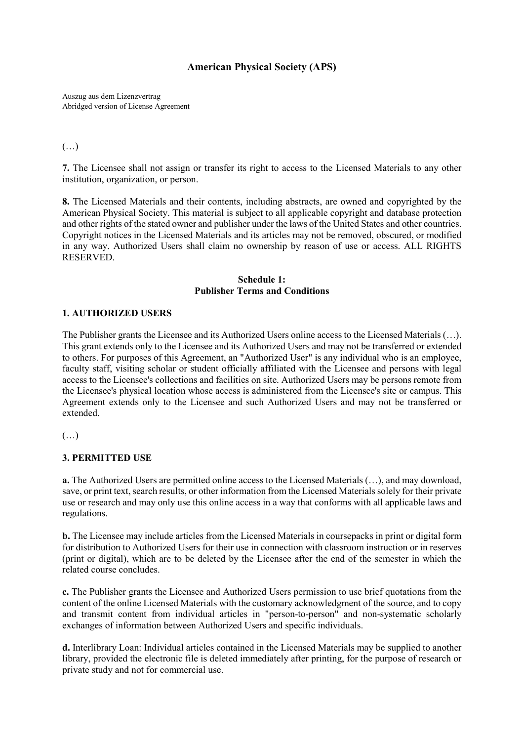# American Physical Society (APS)

Auszug aus dem Lizenzvertrag
Abridged version of License Agreement

(…)

**7.** The Licensee shall not assign or transfer its right to access to the Licensed Materials to any other institution, organization, or person.

**8.** The Licensed Materials and their contents, including abstracts, are owned and copyrighted by the American Physical Society. This material is subject to all applicable copyright and database protection and other rights of the stated owner and publisher under the laws of the United States and other countries. Copyright notices in the Licensed Materials and its articles may not be removed, obscured, or modified in any way. Authorized Users shall claim no ownership by reason of use or access. ALL RIGHTS RESERVED.

## Schedule 1: Publisher Terms and Conditions

### 1. AUTHORIZED USERS

The Publisher grants the Licensee and its Authorized Users online access to the Licensed Materials (…). This grant extends only to the Licensee and its Authorized Users and may not be transferred or extended to others. For purposes of this Agreement, an "Authorized User" is any individual who is an employee, faculty staff, visiting scholar or student officially affiliated with the Licensee and persons with legal access to the Licensee's collections and facilities on site. Authorized Users may be persons remote from the Licensee's physical location whose access is administered from the Licensee's site or campus. This Agreement extends only to the Licensee and such Authorized Users and may not be transferred or extended.

(…)

### 3. PERMITTED USE

**a.** The Authorized Users are permitted online access to the Licensed Materials (…), and may download, save, or print text, search results, or other information from the Licensed Materials solely for their private use or research and may only use this online access in a way that conforms with all applicable laws and regulations.

**b.** The Licensee may include articles from the Licensed Materials in coursepacks in print or digital form for distribution to Authorized Users for their use in connection with classroom instruction or in reserves (print or digital), which are to be deleted by the Licensee after the end of the semester in which the related course concludes.

**c.** The Publisher grants the Licensee and Authorized Users permission to use brief quotations from the content of the online Licensed Materials with the customary acknowledgment of the source, and to copy and transmit content from individual articles in "person-to-person" and non-systematic scholarly exchanges of information between Authorized Users and specific individuals.

**d.** Interlibrary Loan: Individual articles contained in the Licensed Materials may be supplied to another library, provided the electronic file is deleted immediately after printing, for the purpose of research or private study and not for commercial use.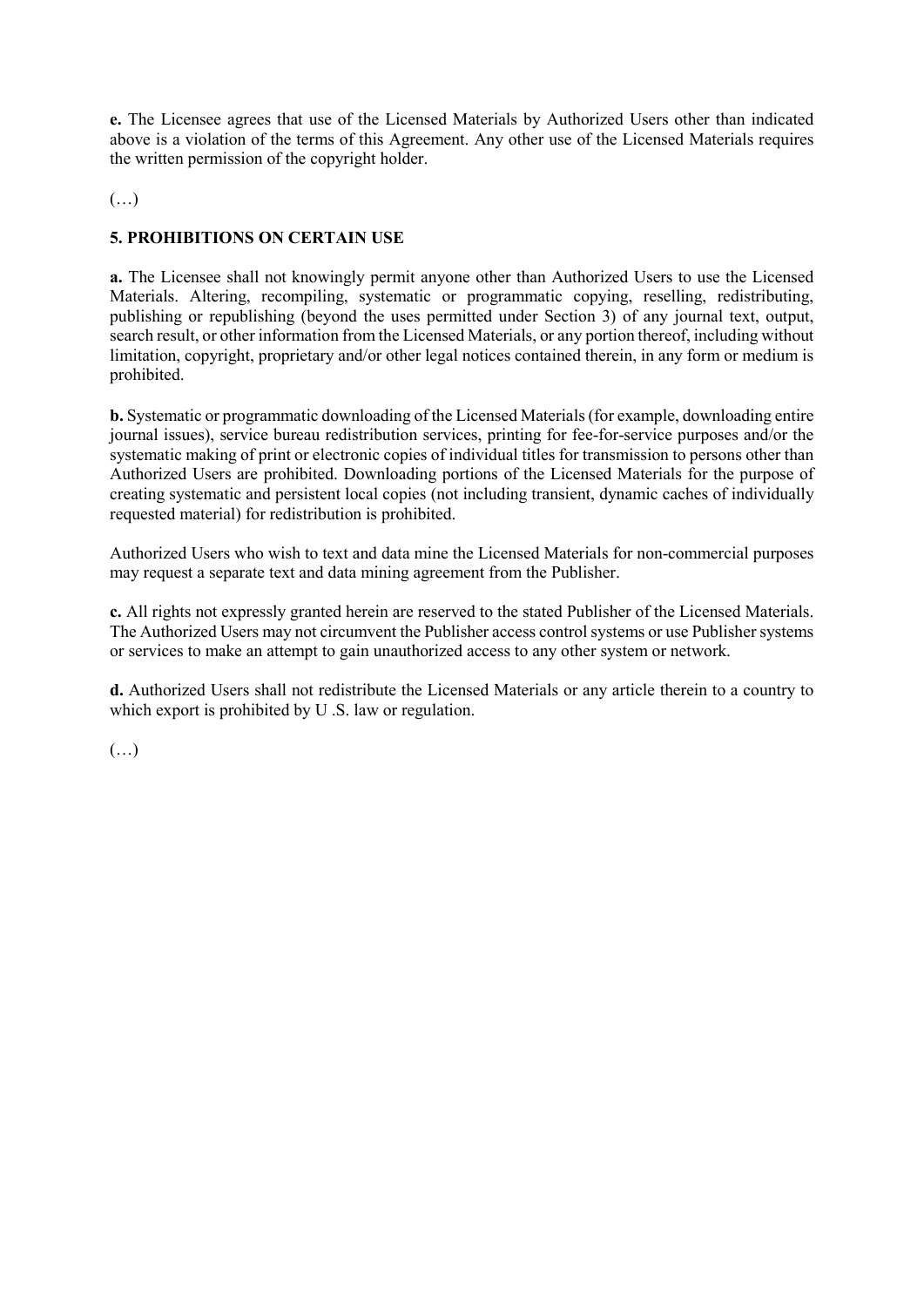**e.** The Licensee agrees that use of the Licensed Materials by Authorized Users other than indicated above is a violation of the terms of this Agreement. Any other use of the Licensed Materials requires the written permission of the copyright holder.

(…)

**5. PROHIBITIONS ON CERTAIN USE**

**a.** The Licensee shall not knowingly permit anyone other than Authorized Users to use the Licensed Materials. Altering, recompiling, systematic or programmatic copying, reselling, redistributing, publishing or republishing (beyond the uses permitted under Section 3) of any journal text, output, search result, or other information from the Licensed Materials, or any portion thereof, including without limitation, copyright, proprietary and/or other legal notices contained therein, in any form or medium is prohibited.

**b.** Systematic or programmatic downloading of the Licensed Materials (for example, downloading entire journal issues), service bureau redistribution services, printing for fee-for-service purposes and/or the systematic making of print or electronic copies of individual titles for transmission to persons other than Authorized Users are prohibited. Downloading portions of the Licensed Materials for the purpose of creating systematic and persistent local copies (not including transient, dynamic caches of individually requested material) for redistribution is prohibited.

Authorized Users who wish to text and data mine the Licensed Materials for non-commercial purposes may request a separate text and data mining agreement from the Publisher.

**c.** All rights not expressly granted herein are reserved to the stated Publisher of the Licensed Materials. The Authorized Users may not circumvent the Publisher access control systems or use Publisher systems or services to make an attempt to gain unauthorized access to any other system or network.

**d.** Authorized Users shall not redistribute the Licensed Materials or any article therein to a country to which export is prohibited by U .S. law or regulation.

(…)